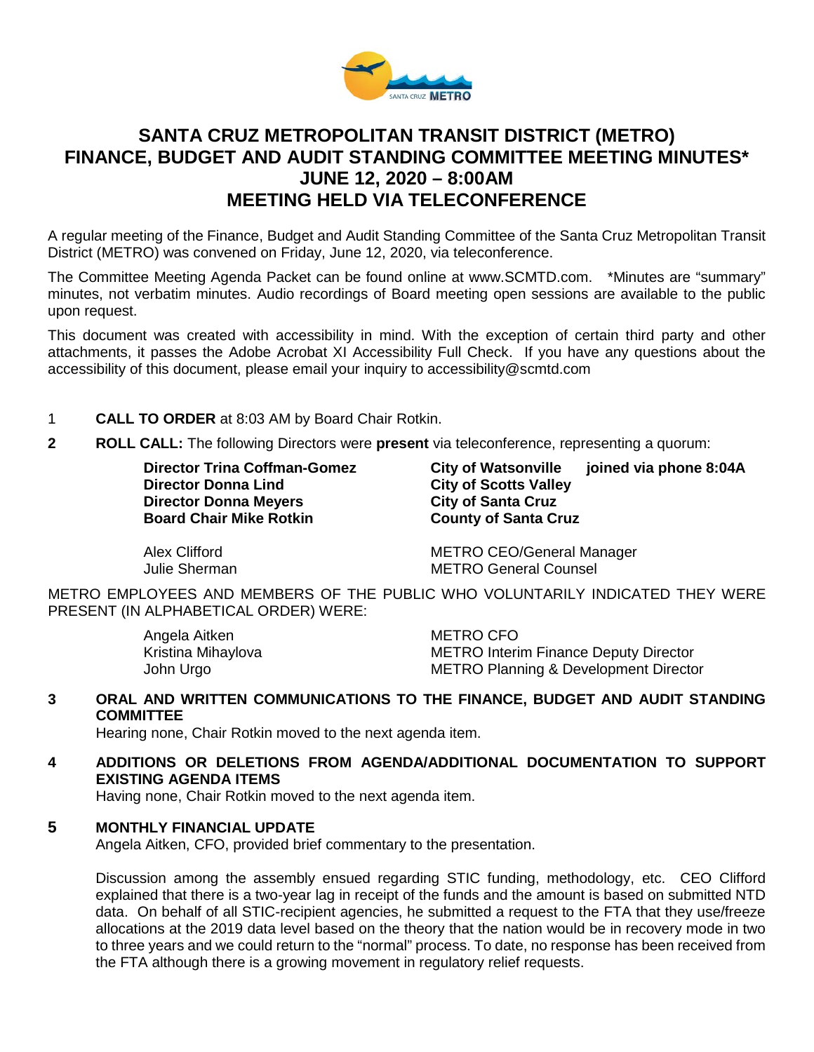# SANTA CRUZ METROPOLITAN TRANSIT DISTRICT (METRO)
# FINANCE, BUDGET AND AUDIT STANDING COMMITTEE MEETING MINUTES*
# JUNE 12, 2020 – 8:00AM
# MEETING HELD VIA TELECONFERENCE

A regular meeting of the Finance, Budget and Audit Standing Committee of the Santa Cruz Metropolitan Transit District (METRO) was convened on Friday, June 12, 2020, via teleconference.

The Committee Meeting Agenda Packet can be found online at www.SCMTD.com. *Minutes are "summary" minutes, not verbatim minutes. Audio recordings of Board meeting open sessions are available to the public upon request.

This document was created with accessibility in mind. With the exception of certain third party and other attachments, it passes the Adobe Acrobat XI Accessibility Full Check. If you have any questions about the accessibility of this document, please email your inquiry to accessibility@scmtd.com

1 **CALL TO ORDER** at 8:03 AM by Board Chair Rotkin.

**2 ROLL CALL:** The following Directors were **present** via teleconference, representing a quorum:

| | | |
|---|---|---|
| **Director Trina Coffman-Gomez** | **City of Watsonville** | **joined via phone 8:04A** |
| **Director Donna Lind** | **City of Scotts Valley** | |
| **Director Donna Meyers** | **City of Santa Cruz** | |
| **Board Chair Mike Rotkin** | **County of Santa Cruz** | |

| | |
|---|---|
| Alex Clifford | METRO CEO/General Manager |
| Julie Sherman | METRO General Counsel |

METRO EMPLOYEES AND MEMBERS OF THE PUBLIC WHO VOLUNTARILY INDICATED THEY WERE PRESENT (IN ALPHABETICAL ORDER) WERE:

| | |
|---|---|
| Angela Aitken | METRO CFO |
| Kristina Mihaylova | METRO Interim Finance Deputy Director |
| John Urgo | METRO Planning & Development Director |

**3 ORAL AND WRITTEN COMMUNICATIONS TO THE FINANCE, BUDGET AND AUDIT STANDING COMMITTEE**

Hearing none, Chair Rotkin moved to the next agenda item.

**4 ADDITIONS OR DELETIONS FROM AGENDA/ADDITIONAL DOCUMENTATION TO SUPPORT EXISTING AGENDA ITEMS**

Having none, Chair Rotkin moved to the next agenda item.

**5 MONTHLY FINANCIAL UPDATE**

Angela Aitken, CFO, provided brief commentary to the presentation.

Discussion among the assembly ensued regarding STIC funding, methodology, etc. CEO Clifford explained that there is a two-year lag in receipt of the funds and the amount is based on submitted NTD data. On behalf of all STIC-recipient agencies, he submitted a request to the FTA that they use/freeze allocations at the 2019 data level based on the theory that the nation would be in recovery mode in two to three years and we could return to the "normal" process. To date, no response has been received from the FTA although there is a growing movement in regulatory relief requests.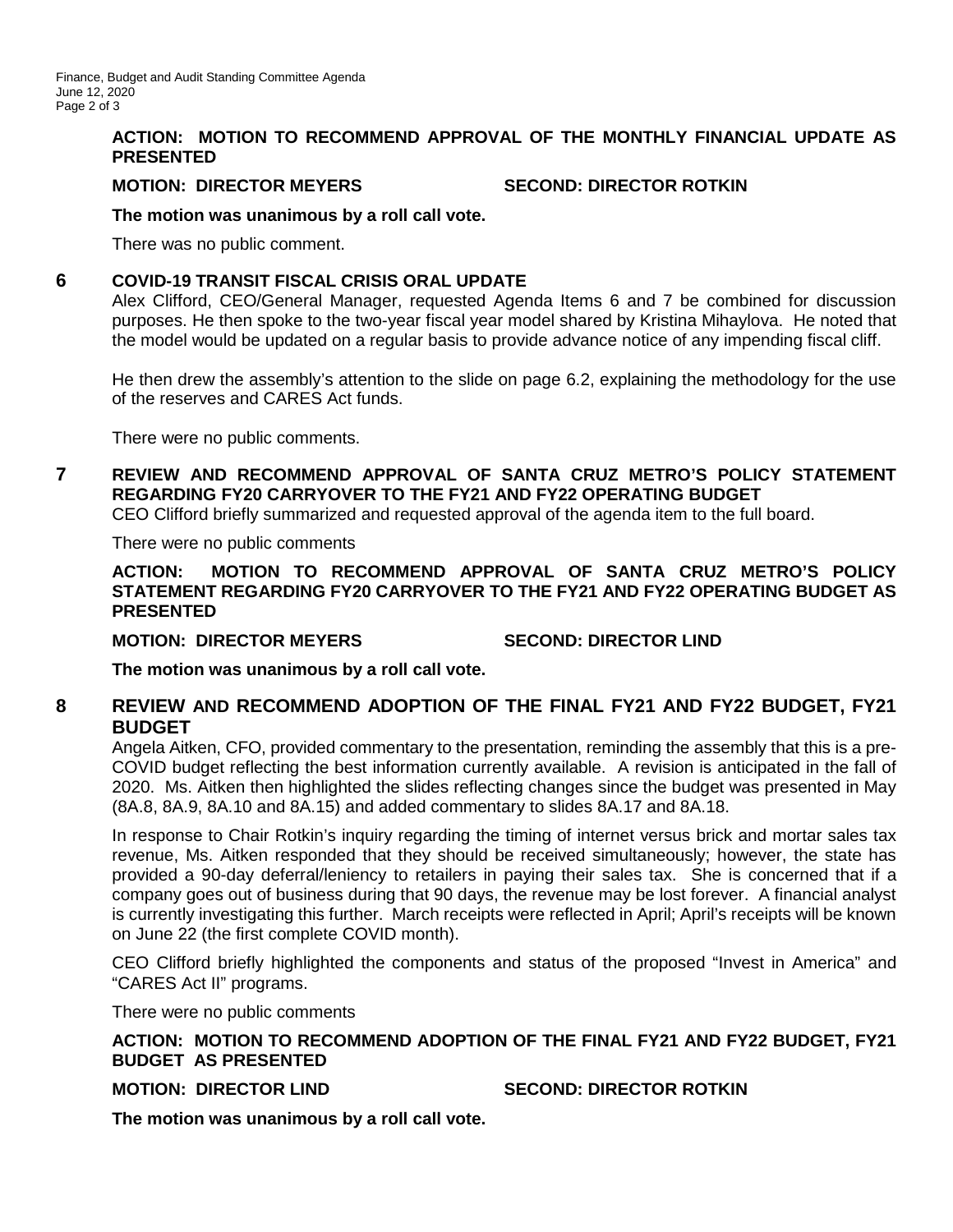**ACTION: MOTION TO RECOMMEND APPROVAL OF THE MONTHLY FINANCIAL UPDATE AS PRESENTED**

**MOTION: DIRECTOR MEYERS SECOND: DIRECTOR ROTKIN**

**The motion was unanimous by a roll call vote.**

There was no public comment.

## 6 COVID-19 TRANSIT FISCAL CRISIS ORAL UPDATE

Alex Clifford, CEO/General Manager, requested Agenda Items 6 and 7 be combined for discussion purposes. He then spoke to the two-year fiscal year model shared by Kristina Mihaylova. He noted that the model would be updated on a regular basis to provide advance notice of any impending fiscal cliff.

He then drew the assembly's attention to the slide on page 6.2, explaining the methodology for the use of the reserves and CARES Act funds.

There were no public comments.

## 7 REVIEW AND RECOMMEND APPROVAL OF SANTA CRUZ METRO'S POLICY STATEMENT REGARDING FY20 CARRYOVER TO THE FY21 AND FY22 OPERATING BUDGET

CEO Clifford briefly summarized and requested approval of the agenda item to the full board.

There were no public comments

**ACTION: MOTION TO RECOMMEND APPROVAL OF SANTA CRUZ METRO'S POLICY STATEMENT REGARDING FY20 CARRYOVER TO THE FY21 AND FY22 OPERATING BUDGET AS PRESENTED**

**MOTION: DIRECTOR MEYERS SECOND: DIRECTOR LIND**

**The motion was unanimous by a roll call vote.**

## 8 REVIEW AND RECOMMEND ADOPTION OF THE FINAL FY21 AND FY22 BUDGET, FY21 BUDGET

Angela Aitken, CFO, provided commentary to the presentation, reminding the assembly that this is a pre-COVID budget reflecting the best information currently available. A revision is anticipated in the fall of 2020. Ms. Aitken then highlighted the slides reflecting changes since the budget was presented in May (8A.8, 8A.9, 8A.10 and 8A.15) and added commentary to slides 8A.17 and 8A.18.

In response to Chair Rotkin's inquiry regarding the timing of internet versus brick and mortar sales tax revenue, Ms. Aitken responded that they should be received simultaneously; however, the state has provided a 90-day deferral/leniency to retailers in paying their sales tax. She is concerned that if a company goes out of business during that 90 days, the revenue may be lost forever. A financial analyst is currently investigating this further. March receipts were reflected in April; April's receipts will be known on June 22 (the first complete COVID month).

CEO Clifford briefly highlighted the components and status of the proposed "Invest in America" and "CARES Act II" programs.

There were no public comments

**ACTION: MOTION TO RECOMMEND ADOPTION OF THE FINAL FY21 AND FY22 BUDGET, FY21 BUDGET AS PRESENTED**

**MOTION: DIRECTOR LIND SECOND: DIRECTOR ROTKIN**

**The motion was unanimous by a roll call vote.**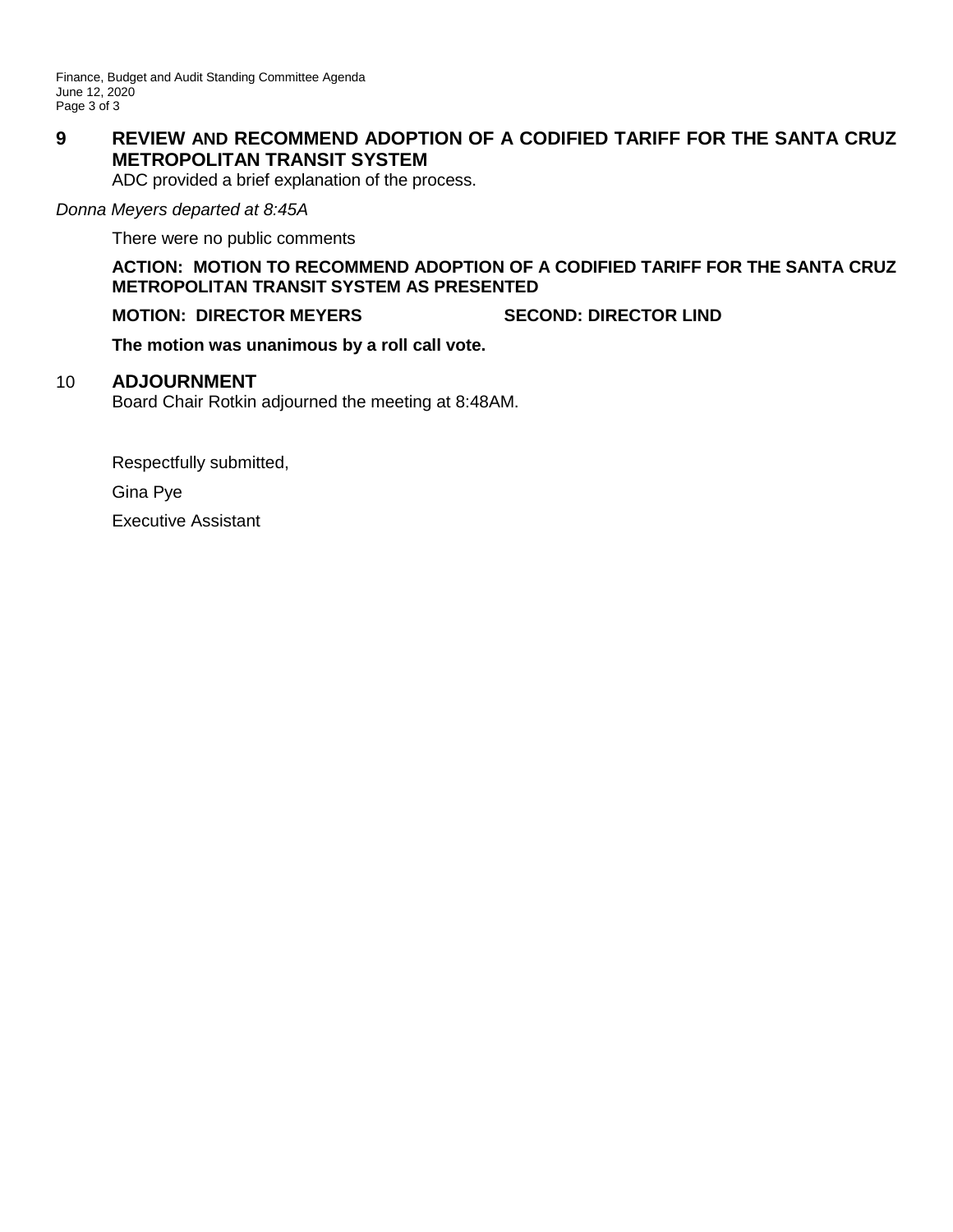## 9 REVIEW AND RECOMMEND ADOPTION OF A CODIFIED TARIFF FOR THE SANTA CRUZ METROPOLITAN TRANSIT SYSTEM

ADC provided a brief explanation of the process.

*Donna Meyers departed at 8:45A*

There were no public comments

**ACTION: MOTION TO RECOMMEND ADOPTION OF A CODIFIED TARIFF FOR THE SANTA CRUZ METROPOLITAN TRANSIT SYSTEM AS PRESENTED**

**MOTION: DIRECTOR MEYERS** **SECOND: DIRECTOR LIND**

**The motion was unanimous by a roll call vote.**

## 10 ADJOURNMENT

Board Chair Rotkin adjourned the meeting at 8:48AM.

Respectfully submitted,

Gina Pye

Executive Assistant